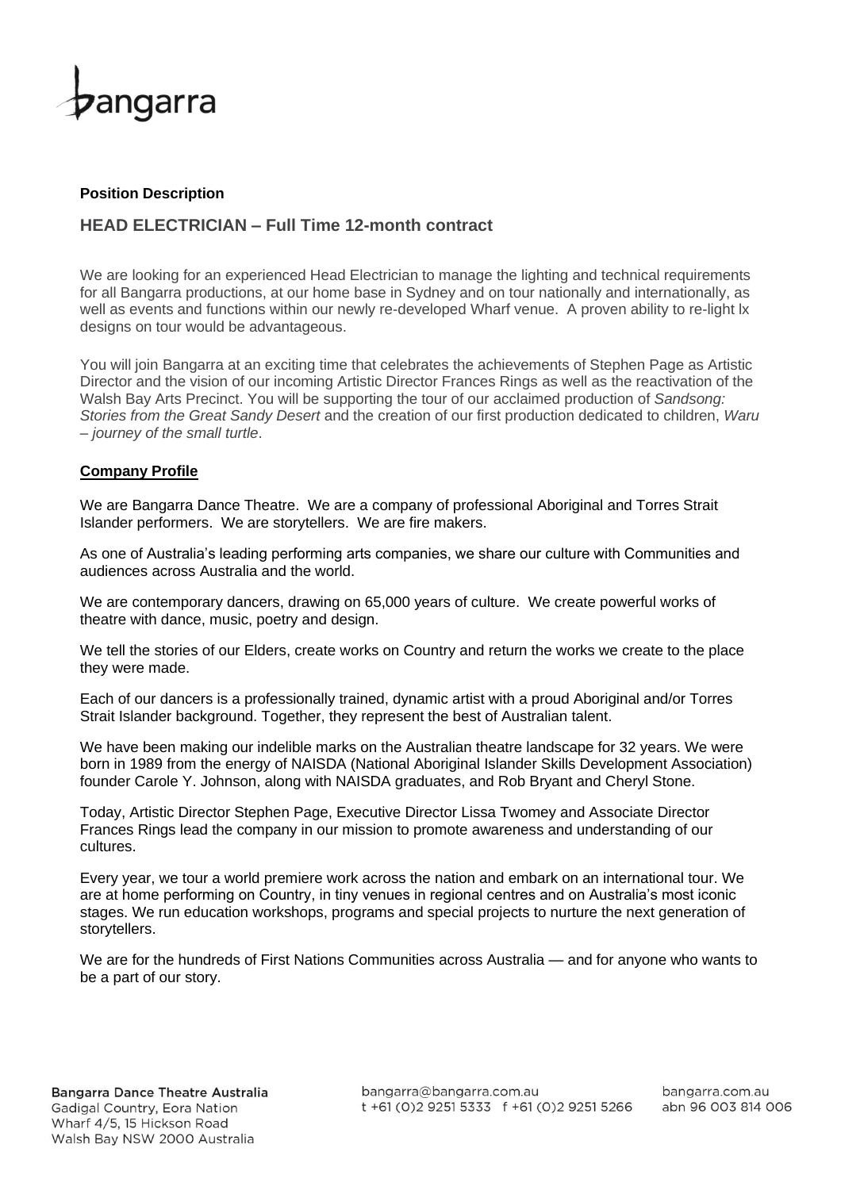bangarra

**Position Description**

## HEAD ELECTRICIAN – Full Time 12-month contract

We are looking for an experienced Head Electrician to manage the lighting and technical requirements for all Bangarra productions, at our home base in Sydney and on tour nationally and internationally, as well as events and functions within our newly re-developed Wharf venue. A proven ability to re-light lx designs on tour would be advantageous.

You will join Bangarra at an exciting time that celebrates the achievements of Stephen Page as Artistic Director and the vision of our incoming Artistic Director Frances Rings as well as the reactivation of the Walsh Bay Arts Precinct. You will be supporting the tour of our acclaimed production of *Sandsong: Stories from the Great Sandy Desert* and the creation of our first production dedicated to children, *Waru – journey of the small turtle*.

### Company Profile

We are Bangarra Dance Theatre. We are a company of professional Aboriginal and Torres Strait Islander performers. We are storytellers. We are fire makers.

As one of Australia's leading performing arts companies, we share our culture with Communities and audiences across Australia and the world.

We are contemporary dancers, drawing on 65,000 years of culture. We create powerful works of theatre with dance, music, poetry and design.

We tell the stories of our Elders, create works on Country and return the works we create to the place they were made.

Each of our dancers is a professionally trained, dynamic artist with a proud Aboriginal and/or Torres Strait Islander background. Together, they represent the best of Australian talent.

We have been making our indelible marks on the Australian theatre landscape for 32 years. We were born in 1989 from the energy of NAISDA (National Aboriginal Islander Skills Development Association) founder Carole Y. Johnson, along with NAISDA graduates, and Rob Bryant and Cheryl Stone.

Today, Artistic Director Stephen Page, Executive Director Lissa Twomey and Associate Director Frances Rings lead the company in our mission to promote awareness and understanding of our cultures.

Every year, we tour a world premiere work across the nation and embark on an international tour. We are at home performing on Country, in tiny venues in regional centres and on Australia's most iconic stages. We run education workshops, programs and special projects to nurture the next generation of storytellers.

We are for the hundreds of First Nations Communities across Australia — and for anyone who wants to be a part of our story.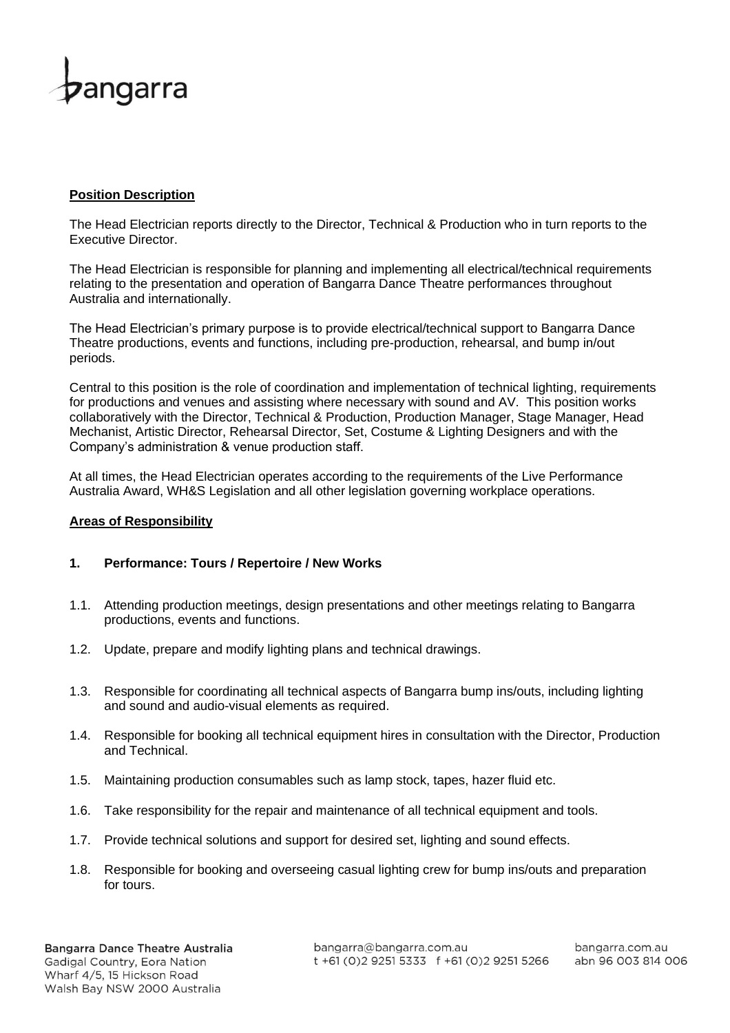## Position Description

The Head Electrician reports directly to the Director, Technical & Production who in turn reports to the Executive Director.

The Head Electrician is responsible for planning and implementing all electrical/technical requirements relating to the presentation and operation of Bangarra Dance Theatre performances throughout Australia and internationally.

The Head Electrician's primary purpose is to provide electrical/technical support to Bangarra Dance Theatre productions, events and functions, including pre-production, rehearsal, and bump in/out periods.

Central to this position is the role of coordination and implementation of technical lighting, requirements for productions and venues and assisting where necessary with sound and AV. This position works collaboratively with the Director, Technical & Production, Production Manager, Stage Manager, Head Mechanist, Artistic Director, Rehearsal Director, Set, Costume & Lighting Designers and with the Company's administration & venue production staff.

At all times, the Head Electrician operates according to the requirements of the Live Performance Australia Award, WH&S Legislation and all other legislation governing workplace operations.

## Areas of Responsibility

### 1. Performance: Tours / Repertoire / New Works

1.1. Attending production meetings, design presentations and other meetings relating to Bangarra productions, events and functions.

1.2. Update, prepare and modify lighting plans and technical drawings.

1.3. Responsible for coordinating all technical aspects of Bangarra bump ins/outs, including lighting and sound and audio-visual elements as required.

1.4. Responsible for booking all technical equipment hires in consultation with the Director, Production and Technical.

1.5. Maintaining production consumables such as lamp stock, tapes, hazer fluid etc.

1.6. Take responsibility for the repair and maintenance of all technical equipment and tools.

1.7. Provide technical solutions and support for desired set, lighting and sound effects.

1.8. Responsible for booking and overseeing casual lighting crew for bump ins/outs and preparation for tours.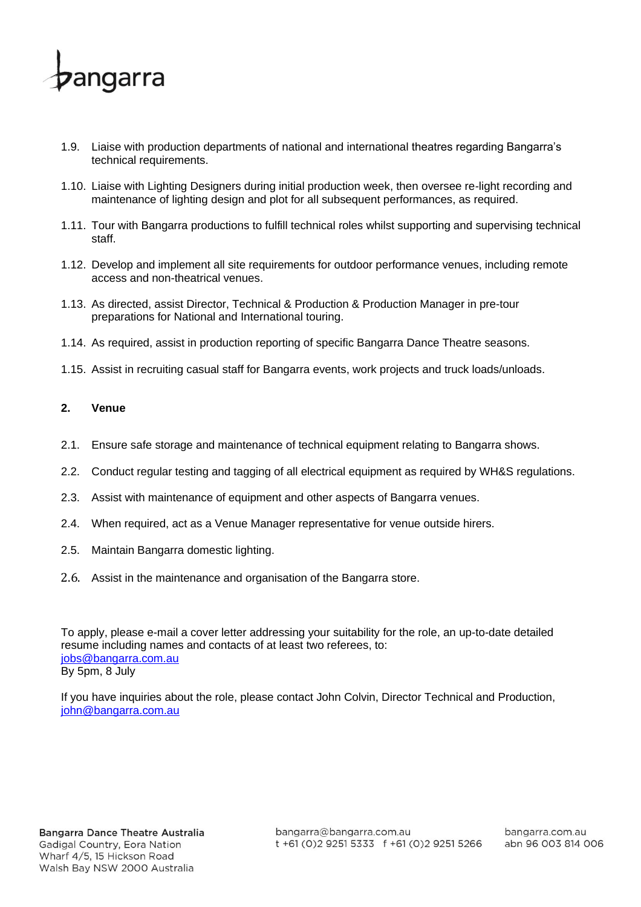1.9. Liaise with production departments of national and international theatres regarding Bangarra's technical requirements.

1.10. Liaise with Lighting Designers during initial production week, then oversee re-light recording and maintenance of lighting design and plot for all subsequent performances, as required.

1.11. Tour with Bangarra productions to fulfill technical roles whilst supporting and supervising technical staff.

1.12. Develop and implement all site requirements for outdoor performance venues, including remote access and non-theatrical venues.

1.13. As directed, assist Director, Technical & Production & Production Manager in pre-tour preparations for National and International touring.

1.14. As required, assist in production reporting of specific Bangarra Dance Theatre seasons.

1.15. Assist in recruiting casual staff for Bangarra events, work projects and truck loads/unloads.

**2. Venue**

2.1. Ensure safe storage and maintenance of technical equipment relating to Bangarra shows.

2.2. Conduct regular testing and tagging of all electrical equipment as required by WH&S regulations.

2.3. Assist with maintenance of equipment and other aspects of Bangarra venues.

2.4. When required, act as a Venue Manager representative for venue outside hirers.

2.5. Maintain Bangarra domestic lighting.

2.6. Assist in the maintenance and organisation of the Bangarra store.

To apply, please e-mail a cover letter addressing your suitability for the role, an up-to-date detailed resume including names and contacts of at least two referees, to:
jobs@bangarra.com.au
By 5pm, 8 July

If you have inquiries about the role, please contact John Colvin, Director Technical and Production, john@bangarra.com.au